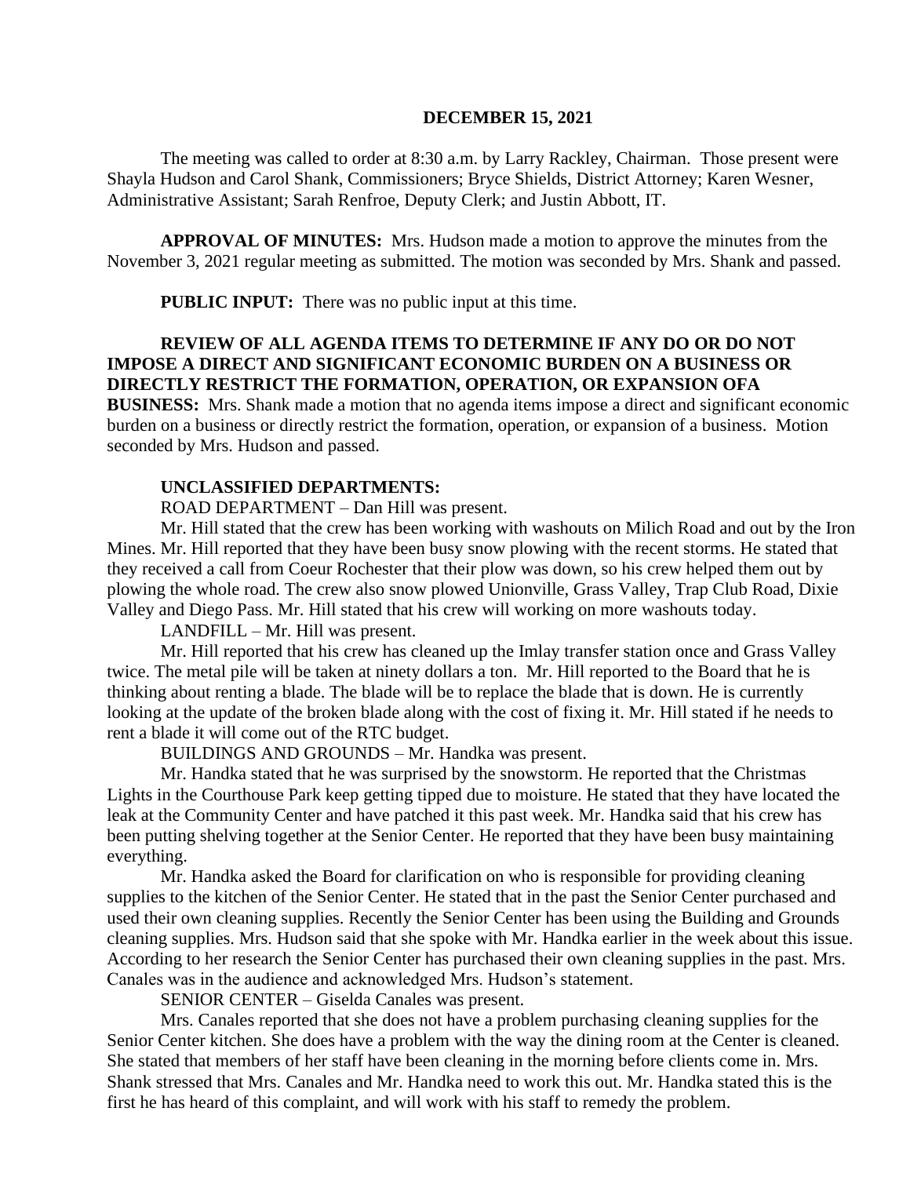**DECEMBER 15, 2021**

The meeting was called to order at 8:30 a.m. by Larry Rackley, Chairman. Those present were Shayla Hudson and Carol Shank, Commissioners; Bryce Shields, District Attorney; Karen Wesner, Administrative Assistant; Sarah Renfroe, Deputy Clerk; and Justin Abbott, IT.

**APPROVAL OF MINUTES:** Mrs. Hudson made a motion to approve the minutes from the November 3, 2021 regular meeting as submitted. The motion was seconded by Mrs. Shank and passed.

**PUBLIC INPUT:** There was no public input at this time.

**REVIEW OF ALL AGENDA ITEMS TO DETERMINE IF ANY DO OR DO NOT IMPOSE A DIRECT AND SIGNIFICANT ECONOMIC BURDEN ON A BUSINESS OR DIRECTLY RESTRICT THE FORMATION, OPERATION, OR EXPANSION OFA BUSINESS:** Mrs. Shank made a motion that no agenda items impose a direct and significant economic burden on a business or directly restrict the formation, operation, or expansion of a business. Motion seconded by Mrs. Hudson and passed.

**UNCLASSIFIED DEPARTMENTS:**

ROAD DEPARTMENT – Dan Hill was present.

Mr. Hill stated that the crew has been working with washouts on Milich Road and out by the Iron Mines. Mr. Hill reported that they have been busy snow plowing with the recent storms. He stated that they received a call from Coeur Rochester that their plow was down, so his crew helped them out by plowing the whole road. The crew also snow plowed Unionville, Grass Valley, Trap Club Road, Dixie Valley and Diego Pass. Mr. Hill stated that his crew will working on more washouts today.

LANDFILL – Mr. Hill was present.

Mr. Hill reported that his crew has cleaned up the Imlay transfer station once and Grass Valley twice. The metal pile will be taken at ninety dollars a ton. Mr. Hill reported to the Board that he is thinking about renting a blade. The blade will be to replace the blade that is down. He is currently looking at the update of the broken blade along with the cost of fixing it. Mr. Hill stated if he needs to rent a blade it will come out of the RTC budget.

BUILDINGS AND GROUNDS – Mr. Handka was present.

Mr. Handka stated that he was surprised by the snowstorm. He reported that the Christmas Lights in the Courthouse Park keep getting tipped due to moisture. He stated that they have located the leak at the Community Center and have patched it this past week. Mr. Handka said that his crew has been putting shelving together at the Senior Center. He reported that they have been busy maintaining everything.

Mr. Handka asked the Board for clarification on who is responsible for providing cleaning supplies to the kitchen of the Senior Center. He stated that in the past the Senior Center purchased and used their own cleaning supplies. Recently the Senior Center has been using the Building and Grounds cleaning supplies. Mrs. Hudson said that she spoke with Mr. Handka earlier in the week about this issue. According to her research the Senior Center has purchased their own cleaning supplies in the past. Mrs. Canales was in the audience and acknowledged Mrs. Hudson's statement.

SENIOR CENTER – Giselda Canales was present.

Mrs. Canales reported that she does not have a problem purchasing cleaning supplies for the Senior Center kitchen. She does have a problem with the way the dining room at the Center is cleaned. She stated that members of her staff have been cleaning in the morning before clients come in. Mrs. Shank stressed that Mrs. Canales and Mr. Handka need to work this out. Mr. Handka stated this is the first he has heard of this complaint, and will work with his staff to remedy the problem.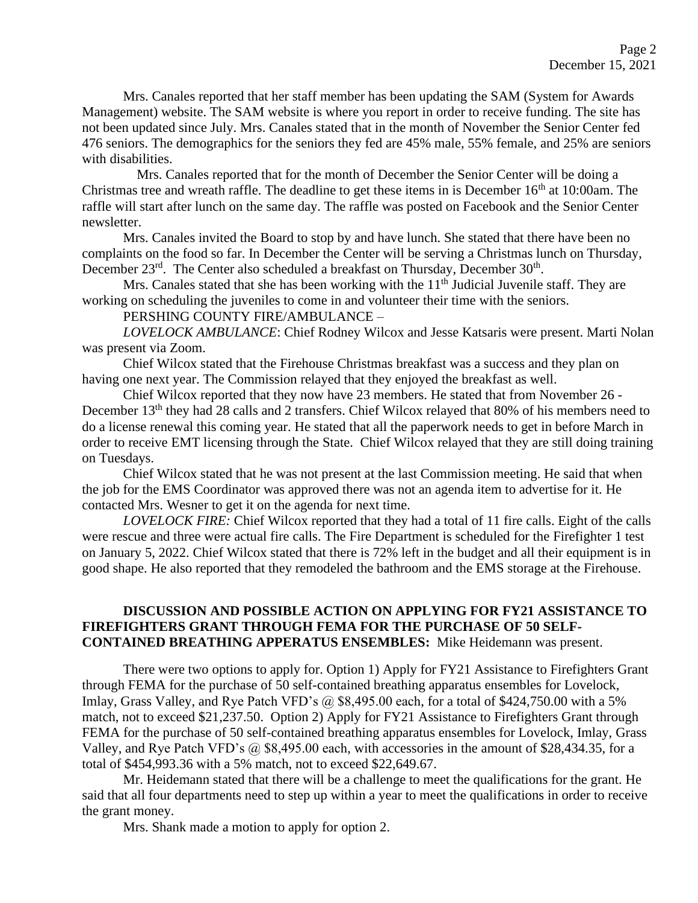Mrs. Canales reported that her staff member has been updating the SAM (System for Awards Management) website. The SAM website is where you report in order to receive funding. The site has not been updated since July. Mrs. Canales stated that in the month of November the Senior Center fed 476 seniors. The demographics for the seniors they fed are 45% male, 55% female, and 25% are seniors with disabilities.

Mrs. Canales reported that for the month of December the Senior Center will be doing a Christmas tree and wreath raffle. The deadline to get these items in is December 16th at 10:00am. The raffle will start after lunch on the same day. The raffle was posted on Facebook and the Senior Center newsletter.

Mrs. Canales invited the Board to stop by and have lunch. She stated that there have been no complaints on the food so far. In December the Center will be serving a Christmas lunch on Thursday, December 23rd. The Center also scheduled a breakfast on Thursday, December 30th.

Mrs. Canales stated that she has been working with the 11th Judicial Juvenile staff. They are working on scheduling the juveniles to come in and volunteer their time with the seniors.

PERSHING COUNTY FIRE/AMBULANCE –

*LOVELOCK AMBULANCE*: Chief Rodney Wilcox and Jesse Katsaris were present. Marti Nolan was present via Zoom.

Chief Wilcox stated that the Firehouse Christmas breakfast was a success and they plan on having one next year. The Commission relayed that they enjoyed the breakfast as well.

Chief Wilcox reported that they now have 23 members. He stated that from November 26 - December 13th they had 28 calls and 2 transfers. Chief Wilcox relayed that 80% of his members need to do a license renewal this coming year. He stated that all the paperwork needs to get in before March in order to receive EMT licensing through the State. Chief Wilcox relayed that they are still doing training on Tuesdays.

Chief Wilcox stated that he was not present at the last Commission meeting. He said that when the job for the EMS Coordinator was approved there was not an agenda item to advertise for it. He contacted Mrs. Wesner to get it on the agenda for next time.

*LOVELOCK FIRE:* Chief Wilcox reported that they had a total of 11 fire calls. Eight of the calls were rescue and three were actual fire calls. The Fire Department is scheduled for the Firefighter 1 test on January 5, 2022. Chief Wilcox stated that there is 72% left in the budget and all their equipment is in good shape. He also reported that they remodeled the bathroom and the EMS storage at the Firehouse.

**DISCUSSION AND POSSIBLE ACTION ON APPLYING FOR FY21 ASSISTANCE TO FIREFIGHTERS GRANT THROUGH FEMA FOR THE PURCHASE OF 50 SELF-CONTAINED BREATHING APPERATUS ENSEMBLES:** Mike Heidemann was present.

There were two options to apply for. Option 1) Apply for FY21 Assistance to Firefighters Grant through FEMA for the purchase of 50 self-contained breathing apparatus ensembles for Lovelock, Imlay, Grass Valley, and Rye Patch VFD's @ $8,495.00 each, for a total of $424,750.00 with a 5% match, not to exceed $21,237.50. Option 2) Apply for FY21 Assistance to Firefighters Grant through FEMA for the purchase of 50 self-contained breathing apparatus ensembles for Lovelock, Imlay, Grass Valley, and Rye Patch VFD's @ $8,495.00 each, with accessories in the amount of $28,434.35, for a total of $454,993.36 with a 5% match, not to exceed $22,649.67.

Mr. Heidemann stated that there will be a challenge to meet the qualifications for the grant. He said that all four departments need to step up within a year to meet the qualifications in order to receive the grant money.

Mrs. Shank made a motion to apply for option 2.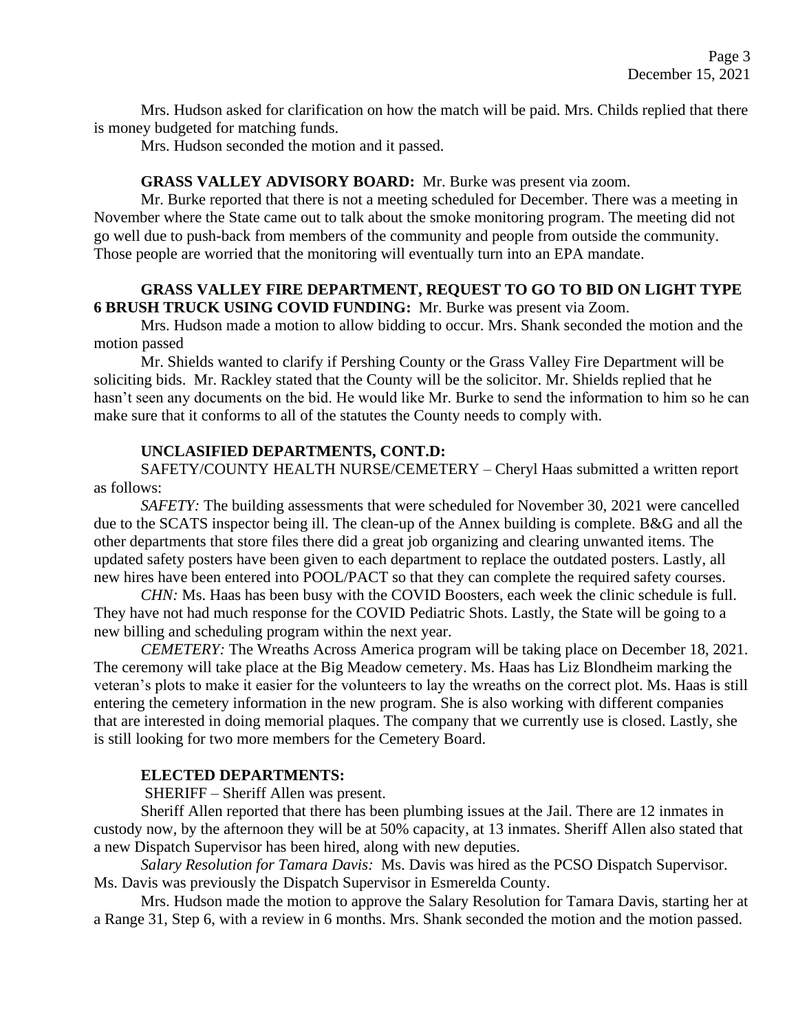Mrs. Hudson asked for clarification on how the match will be paid. Mrs. Childs replied that there is money budgeted for matching funds.

Mrs. Hudson seconded the motion and it passed.

**GRASS VALLEY ADVISORY BOARD:** Mr. Burke was present via zoom.

Mr. Burke reported that there is not a meeting scheduled for December. There was a meeting in November where the State came out to talk about the smoke monitoring program. The meeting did not go well due to push-back from members of the community and people from outside the community. Those people are worried that the monitoring will eventually turn into an EPA mandate.

**GRASS VALLEY FIRE DEPARTMENT, REQUEST TO GO TO BID ON LIGHT TYPE 6 BRUSH TRUCK USING COVID FUNDING:** Mr. Burke was present via Zoom.

Mrs. Hudson made a motion to allow bidding to occur. Mrs. Shank seconded the motion and the motion passed

Mr. Shields wanted to clarify if Pershing County or the Grass Valley Fire Department will be soliciting bids. Mr. Rackley stated that the County will be the solicitor. Mr. Shields replied that he hasn't seen any documents on the bid. He would like Mr. Burke to send the information to him so he can make sure that it conforms to all of the statutes the County needs to comply with.

**UNCLASIFIED DEPARTMENTS, CONT.D:**

SAFETY/COUNTY HEALTH NURSE/CEMETERY – Cheryl Haas submitted a written report as follows:

*SAFETY:* The building assessments that were scheduled for November 30, 2021 were cancelled due to the SCATS inspector being ill. The clean-up of the Annex building is complete. B&G and all the other departments that store files there did a great job organizing and clearing unwanted items. The updated safety posters have been given to each department to replace the outdated posters. Lastly, all new hires have been entered into POOL/PACT so that they can complete the required safety courses.

*CHN:* Ms. Haas has been busy with the COVID Boosters, each week the clinic schedule is full. They have not had much response for the COVID Pediatric Shots. Lastly, the State will be going to a new billing and scheduling program within the next year.

*CEMETERY:* The Wreaths Across America program will be taking place on December 18, 2021. The ceremony will take place at the Big Meadow cemetery. Ms. Haas has Liz Blondheim marking the veteran's plots to make it easier for the volunteers to lay the wreaths on the correct plot. Ms. Haas is still entering the cemetery information in the new program. She is also working with different companies that are interested in doing memorial plaques. The company that we currently use is closed. Lastly, she is still looking for two more members for the Cemetery Board.

**ELECTED DEPARTMENTS:**

SHERIFF – Sheriff Allen was present.

Sheriff Allen reported that there has been plumbing issues at the Jail. There are 12 inmates in custody now, by the afternoon they will be at 50% capacity, at 13 inmates. Sheriff Allen also stated that a new Dispatch Supervisor has been hired, along with new deputies.

*Salary Resolution for Tamara Davis:* Ms. Davis was hired as the PCSO Dispatch Supervisor. Ms. Davis was previously the Dispatch Supervisor in Esmerelda County.

Mrs. Hudson made the motion to approve the Salary Resolution for Tamara Davis, starting her at a Range 31, Step 6, with a review in 6 months. Mrs. Shank seconded the motion and the motion passed.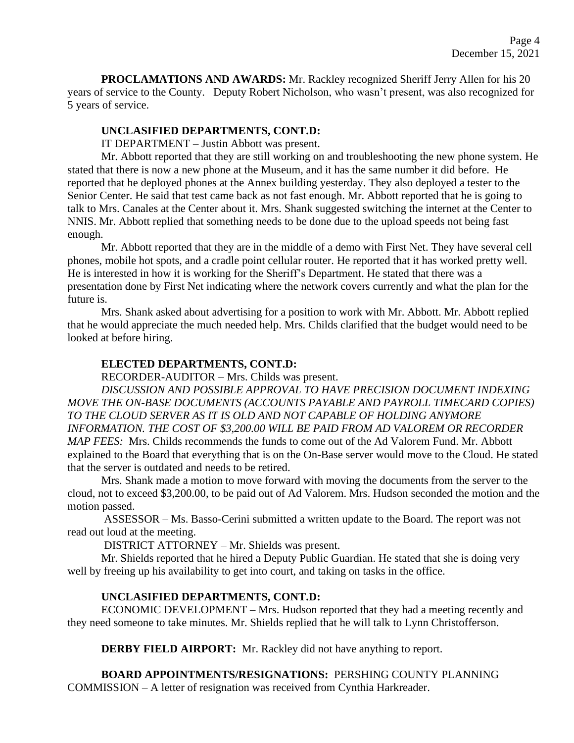**PROCLAMATIONS AND AWARDS:** Mr. Rackley recognized Sheriff Jerry Allen for his 20 years of service to the County. Deputy Robert Nicholson, who wasn't present, was also recognized for 5 years of service.

**UNCLASIFIED DEPARTMENTS, CONT.D:**

IT DEPARTMENT – Justin Abbott was present.

Mr. Abbott reported that they are still working on and troubleshooting the new phone system. He stated that there is now a new phone at the Museum, and it has the same number it did before. He reported that he deployed phones at the Annex building yesterday. They also deployed a tester to the Senior Center. He said that test came back as not fast enough. Mr. Abbott reported that he is going to talk to Mrs. Canales at the Center about it. Mrs. Shank suggested switching the internet at the Center to NNIS. Mr. Abbott replied that something needs to be done due to the upload speeds not being fast enough.

Mr. Abbott reported that they are in the middle of a demo with First Net. They have several cell phones, mobile hot spots, and a cradle point cellular router. He reported that it has worked pretty well. He is interested in how it is working for the Sheriff's Department. He stated that there was a presentation done by First Net indicating where the network covers currently and what the plan for the future is.

Mrs. Shank asked about advertising for a position to work with Mr. Abbott. Mr. Abbott replied that he would appreciate the much needed help. Mrs. Childs clarified that the budget would need to be looked at before hiring.

**ELECTED DEPARTMENTS, CONT.D:**

RECORDER-AUDITOR – Mrs. Childs was present.

*DISCUSSION AND POSSIBLE APPROVAL TO HAVE PRECISION DOCUMENT INDEXING MOVE THE ON-BASE DOCUMENTS (ACCOUNTS PAYABLE AND PAYROLL TIMECARD COPIES) TO THE CLOUD SERVER AS IT IS OLD AND NOT CAPABLE OF HOLDING ANYMORE INFORMATION. THE COST OF $3,200.00 WILL BE PAID FROM AD VALOREM OR RECORDER MAP FEES:* Mrs. Childs recommends the funds to come out of the Ad Valorem Fund. Mr. Abbott explained to the Board that everything that is on the On-Base server would move to the Cloud. He stated that the server is outdated and needs to be retired.

Mrs. Shank made a motion to move forward with moving the documents from the server to the cloud, not to exceed $3,200.00, to be paid out of Ad Valorem. Mrs. Hudson seconded the motion and the motion passed.

ASSESSOR – Ms. Basso-Cerini submitted a written update to the Board. The report was not read out loud at the meeting.

DISTRICT ATTORNEY – Mr. Shields was present.

Mr. Shields reported that he hired a Deputy Public Guardian. He stated that she is doing very well by freeing up his availability to get into court, and taking on tasks in the office.

**UNCLASIFIED DEPARTMENTS, CONT.D:**

ECONOMIC DEVELOPMENT – Mrs. Hudson reported that they had a meeting recently and they need someone to take minutes. Mr. Shields replied that he will talk to Lynn Christofferson.

**DERBY FIELD AIRPORT:** Mr. Rackley did not have anything to report.

**BOARD APPOINTMENTS/RESIGNATIONS:** PERSHING COUNTY PLANNING COMMISSION – A letter of resignation was received from Cynthia Harkreader.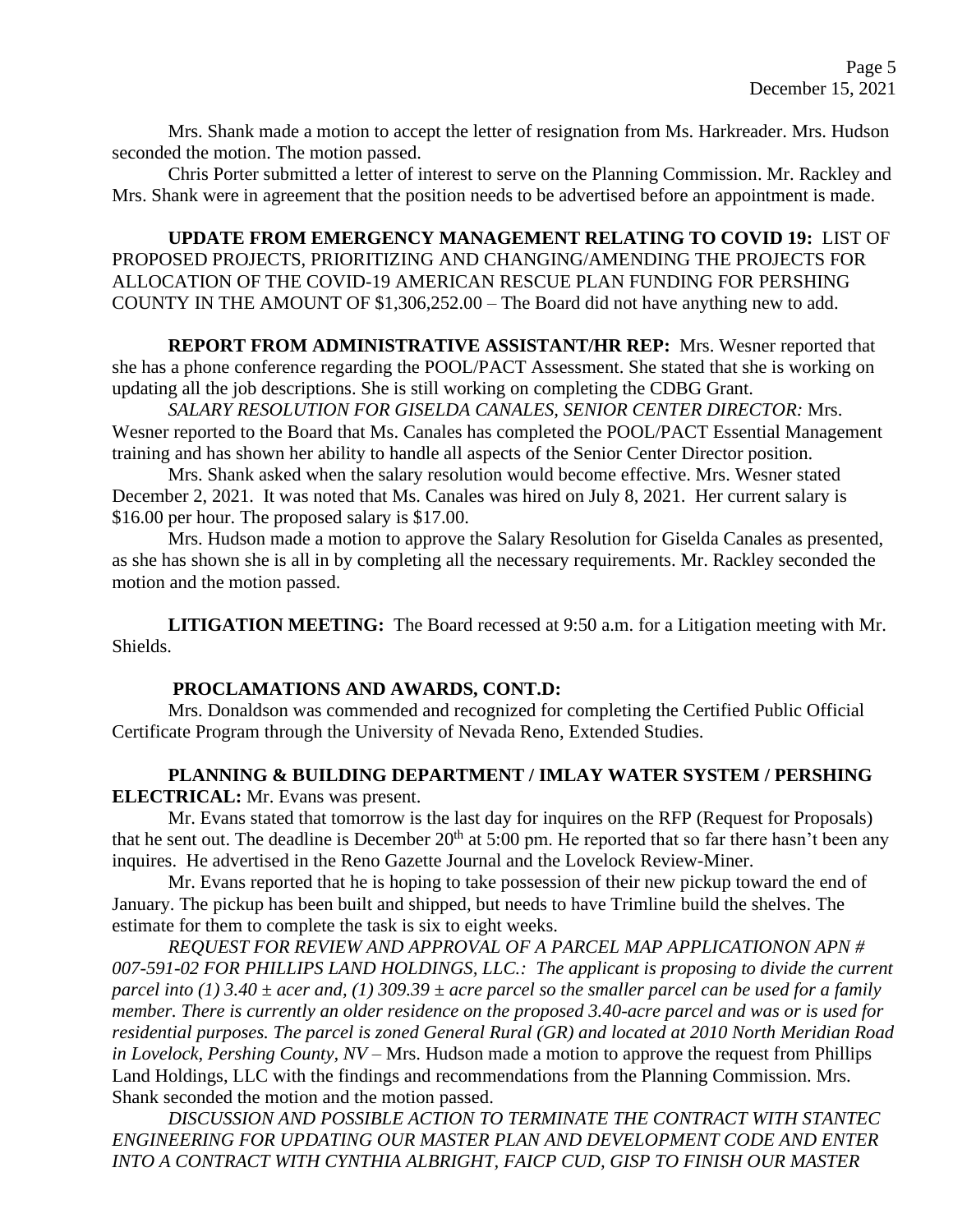Mrs. Shank made a motion to accept the letter of resignation from Ms. Harkreader. Mrs. Hudson seconded the motion. The motion passed.

Chris Porter submitted a letter of interest to serve on the Planning Commission. Mr. Rackley and Mrs. Shank were in agreement that the position needs to be advertised before an appointment is made.

**UPDATE FROM EMERGENCY MANAGEMENT RELATING TO COVID 19:** LIST OF PROPOSED PROJECTS, PRIORITIZING AND CHANGING/AMENDING THE PROJECTS FOR ALLOCATION OF THE COVID-19 AMERICAN RESCUE PLAN FUNDING FOR PERSHING COUNTY IN THE AMOUNT OF $1,306,252.00 – The Board did not have anything new to add.

**REPORT FROM ADMINISTRATIVE ASSISTANT/HR REP:** Mrs. Wesner reported that she has a phone conference regarding the POOL/PACT Assessment. She stated that she is working on updating all the job descriptions. She is still working on completing the CDBG Grant.

*SALARY RESOLUTION FOR GISELDA CANALES, SENIOR CENTER DIRECTOR:* Mrs. Wesner reported to the Board that Ms. Canales has completed the POOL/PACT Essential Management training and has shown her ability to handle all aspects of the Senior Center Director position.

Mrs. Shank asked when the salary resolution would become effective. Mrs. Wesner stated December 2, 2021. It was noted that Ms. Canales was hired on July 8, 2021. Her current salary is $16.00 per hour. The proposed salary is $17.00.

Mrs. Hudson made a motion to approve the Salary Resolution for Giselda Canales as presented, as she has shown she is all in by completing all the necessary requirements. Mr. Rackley seconded the motion and the motion passed.

**LITIGATION MEETING:** The Board recessed at 9:50 a.m. for a Litigation meeting with Mr. Shields.

**PROCLAMATIONS AND AWARDS, CONT.D:**

Mrs. Donaldson was commended and recognized for completing the Certified Public Official Certificate Program through the University of Nevada Reno, Extended Studies.

**PLANNING & BUILDING DEPARTMENT / IMLAY WATER SYSTEM / PERSHING ELECTRICAL:** Mr. Evans was present.

Mr. Evans stated that tomorrow is the last day for inquires on the RFP (Request for Proposals) that he sent out. The deadline is December 20th at 5:00 pm. He reported that so far there hasn't been any inquires. He advertised in the Reno Gazette Journal and the Lovelock Review-Miner.

Mr. Evans reported that he is hoping to take possession of their new pickup toward the end of January. The pickup has been built and shipped, but needs to have Trimline build the shelves. The estimate for them to complete the task is six to eight weeks.

*REQUEST FOR REVIEW AND APPROVAL OF A PARCEL MAP APPLICATIONON APN # 007-591-02 FOR PHILLIPS LAND HOLDINGS, LLC.: The applicant is proposing to divide the current parcel into (1) 3.40 ± acer and, (1) 309.39 ± acre parcel so the smaller parcel can be used for a family member. There is currently an older residence on the proposed 3.40-acre parcel and was or is used for residential purposes. The parcel is zoned General Rural (GR) and located at 2010 North Meridian Road in Lovelock, Pershing County, NV* – Mrs. Hudson made a motion to approve the request from Phillips Land Holdings, LLC with the findings and recommendations from the Planning Commission. Mrs. Shank seconded the motion and the motion passed.

*DISCUSSION AND POSSIBLE ACTION TO TERMINATE THE CONTRACT WITH STANTEC ENGINEERING FOR UPDATING OUR MASTER PLAN AND DEVELOPMENT CODE AND ENTER INTO A CONTRACT WITH CYNTHIA ALBRIGHT, FAICP CUD, GISP TO FINISH OUR MASTER*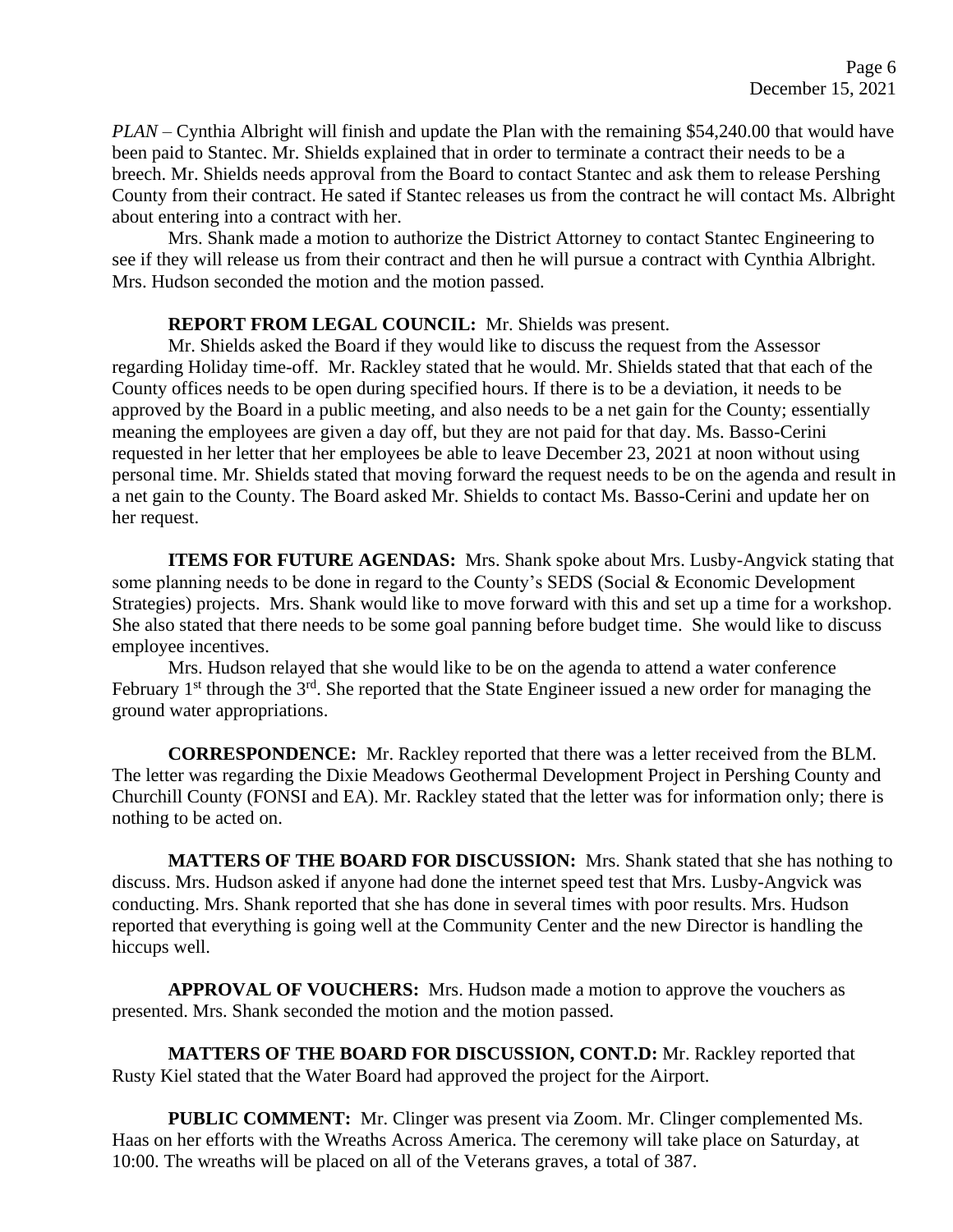*PLAN* – Cynthia Albright will finish and update the Plan with the remaining $54,240.00 that would have been paid to Stantec. Mr. Shields explained that in order to terminate a contract their needs to be a breech. Mr. Shields needs approval from the Board to contact Stantec and ask them to release Pershing County from their contract. He sated if Stantec releases us from the contract he will contact Ms. Albright about entering into a contract with her.

Mrs. Shank made a motion to authorize the District Attorney to contact Stantec Engineering to see if they will release us from their contract and then he will pursue a contract with Cynthia Albright. Mrs. Hudson seconded the motion and the motion passed.

**REPORT FROM LEGAL COUNCIL:** Mr. Shields was present.

Mr. Shields asked the Board if they would like to discuss the request from the Assessor regarding Holiday time-off. Mr. Rackley stated that he would. Mr. Shields stated that that each of the County offices needs to be open during specified hours. If there is to be a deviation, it needs to be approved by the Board in a public meeting, and also needs to be a net gain for the County; essentially meaning the employees are given a day off, but they are not paid for that day. Ms. Basso-Cerini requested in her letter that her employees be able to leave December 23, 2021 at noon without using personal time. Mr. Shields stated that moving forward the request needs to be on the agenda and result in a net gain to the County. The Board asked Mr. Shields to contact Ms. Basso-Cerini and update her on her request.

**ITEMS FOR FUTURE AGENDAS:** Mrs. Shank spoke about Mrs. Lusby-Angvick stating that some planning needs to be done in regard to the County's SEDS (Social & Economic Development Strategies) projects. Mrs. Shank would like to move forward with this and set up a time for a workshop. She also stated that there needs to be some goal panning before budget time. She would like to discuss employee incentives.

Mrs. Hudson relayed that she would like to be on the agenda to attend a water conference February 1st through the 3rd. She reported that the State Engineer issued a new order for managing the ground water appropriations.

**CORRESPONDENCE:** Mr. Rackley reported that there was a letter received from the BLM. The letter was regarding the Dixie Meadows Geothermal Development Project in Pershing County and Churchill County (FONSI and EA). Mr. Rackley stated that the letter was for information only; there is nothing to be acted on.

**MATTERS OF THE BOARD FOR DISCUSSION:** Mrs. Shank stated that she has nothing to discuss. Mrs. Hudson asked if anyone had done the internet speed test that Mrs. Lusby-Angvick was conducting. Mrs. Shank reported that she has done in several times with poor results. Mrs. Hudson reported that everything is going well at the Community Center and the new Director is handling the hiccups well.

**APPROVAL OF VOUCHERS:** Mrs. Hudson made a motion to approve the vouchers as presented. Mrs. Shank seconded the motion and the motion passed.

**MATTERS OF THE BOARD FOR DISCUSSION, CONT.D:** Mr. Rackley reported that Rusty Kiel stated that the Water Board had approved the project for the Airport.

**PUBLIC COMMENT:** Mr. Clinger was present via Zoom. Mr. Clinger complemented Ms. Haas on her efforts with the Wreaths Across America. The ceremony will take place on Saturday, at 10:00. The wreaths will be placed on all of the Veterans graves, a total of 387.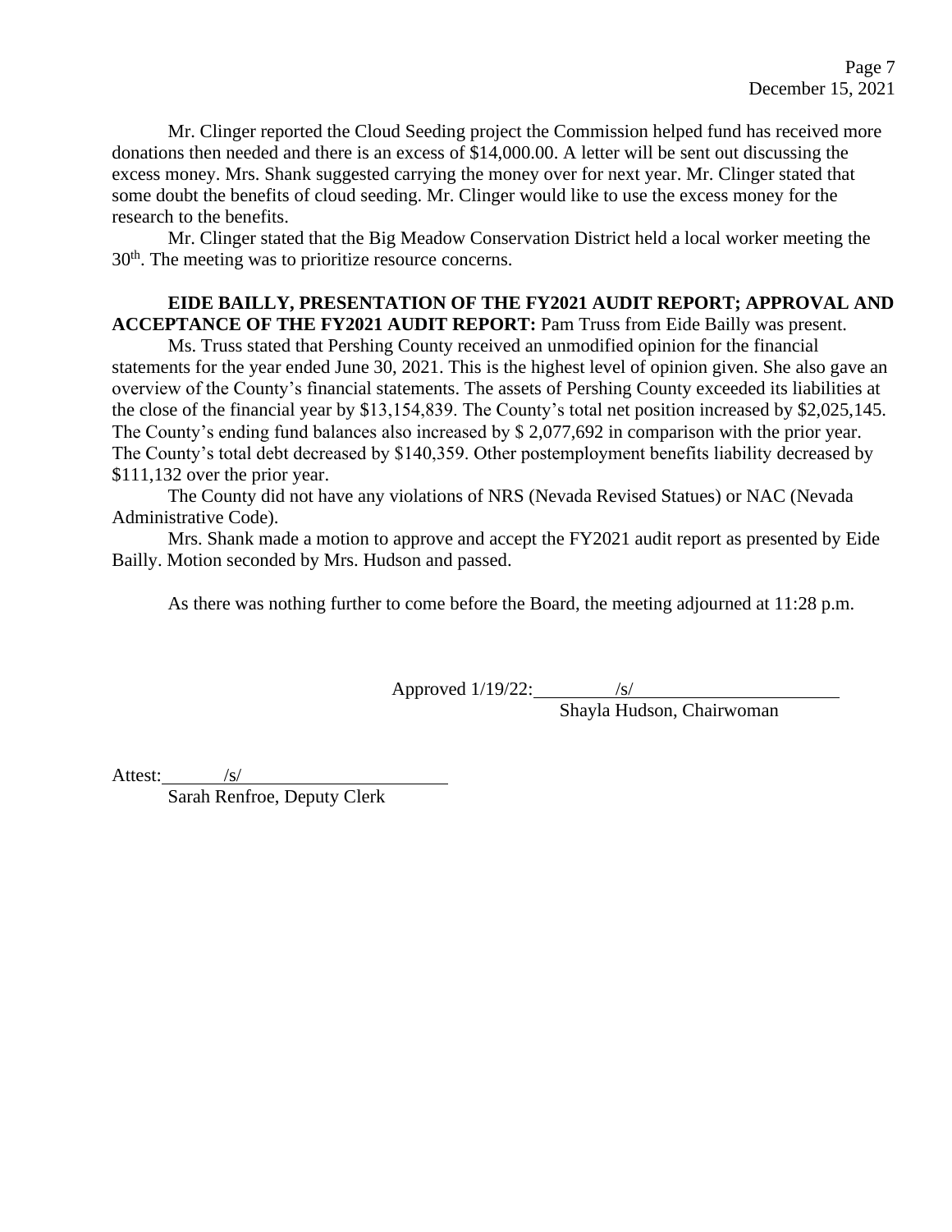Mr. Clinger reported the Cloud Seeding project the Commission helped fund has received more donations then needed and there is an excess of \$14,000.00. A letter will be sent out discussing the excess money. Mrs. Shank suggested carrying the money over for next year. Mr. Clinger stated that some doubt the benefits of cloud seeding. Mr. Clinger would like to use the excess money for the research to the benefits.

Mr. Clinger stated that the Big Meadow Conservation District held a local worker meeting the 30th. The meeting was to prioritize resource concerns.

**EIDE BAILLY, PRESENTATION OF THE FY2021 AUDIT REPORT; APPROVAL AND ACCEPTANCE OF THE FY2021 AUDIT REPORT:** Pam Truss from Eide Bailly was present.

Ms. Truss stated that Pershing County received an unmodified opinion for the financial statements for the year ended June 30, 2021. This is the highest level of opinion given. She also gave an overview of the County's financial statements. The assets of Pershing County exceeded its liabilities at the close of the financial year by \$13,154,839. The County's total net position increased by \$2,025,145. The County's ending fund balances also increased by \$ 2,077,692 in comparison with the prior year. The County's total debt decreased by \$140,359. Other postemployment benefits liability decreased by \$111,132 over the prior year.

The County did not have any violations of NRS (Nevada Revised Statues) or NAC (Nevada Administrative Code).

Mrs. Shank made a motion to approve and accept the FY2021 audit report as presented by Eide Bailly. Motion seconded by Mrs. Hudson and passed.

As there was nothing further to come before the Board, the meeting adjourned at 11:28 p.m.

Approved 1/19/22: /s/
Shayla Hudson, Chairwoman

Attest: /s/
Sarah Renfroe, Deputy Clerk